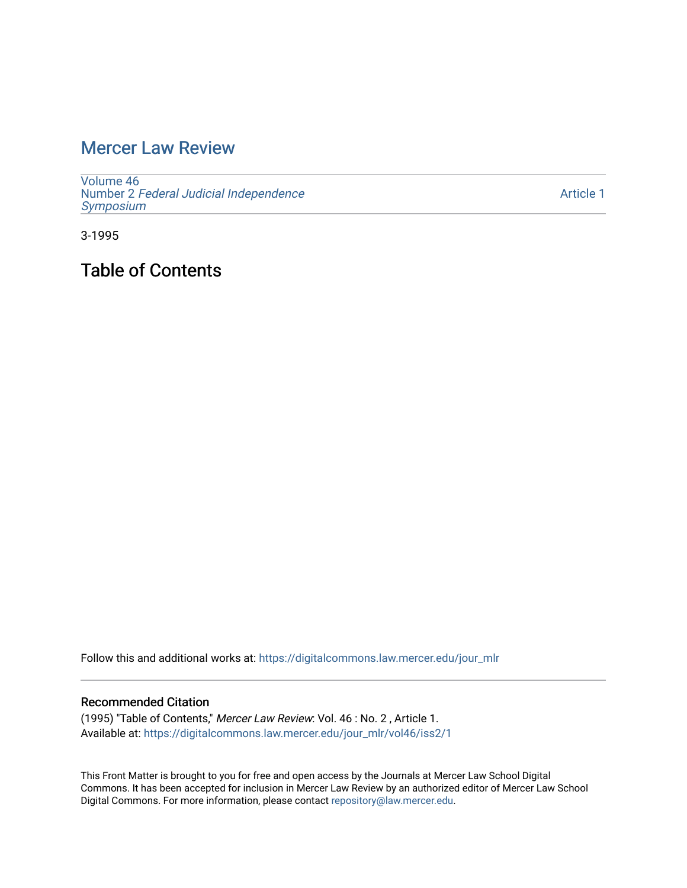# Mercer Law Review

Volume 46
Number 2 *Federal Judicial Independence Symposium*

Article 1

3-1995

## Table of Contents

Follow this and additional works at: https://digitalcommons.law.mercer.edu/jour_mlr

### Recommended Citation

(1995) "Table of Contents," *Mercer Law Review*: Vol. 46 : No. 2 , Article 1.
Available at: https://digitalcommons.law.mercer.edu/jour_mlr/vol46/iss2/1

This Front Matter is brought to you for free and open access by the Journals at Mercer Law School Digital Commons. It has been accepted for inclusion in Mercer Law Review by an authorized editor of Mercer Law School Digital Commons. For more information, please contact repository@law.mercer.edu.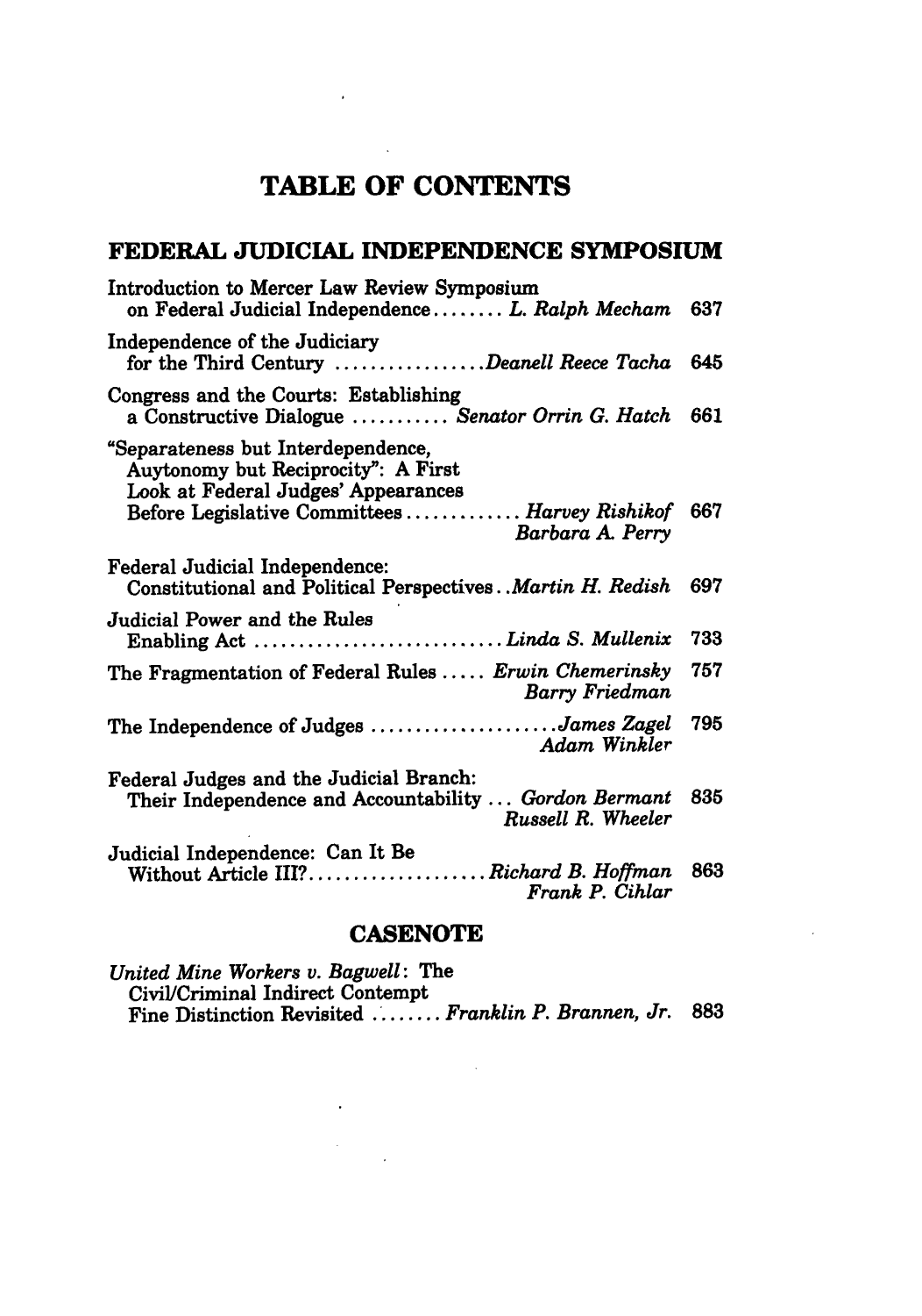# TABLE OF CONTENTS

## FEDERAL JUDICIAL INDEPENDENCE SYMPOSIUM

Introduction to Mercer Law Review Symposium on Federal Judicial Independence........ *L. Ralph Mecham* 637

Independence of the Judiciary for the Third Century ................. *Deanell Reece Tacha* 645

Congress and the Courts: Establishing a Constructive Dialogue ........... *Senator Orrin G. Hatch* 661

"Separateness but Interdependence, Auytonomy but Reciprocity": A First Look at Federal Judges' Appearances Before Legislative Committees............. *Harvey Rishikof* 667
*Barbara A. Perry*

Federal Judicial Independence: Constitutional and Political Perspectives..*Martin H. Redish* 697

Judicial Power and the Rules Enabling Act ............................ *Linda S. Mullenix* 733

The Fragmentation of Federal Rules ..... *Erwin Chemerinsky* 757
*Barry Friedman*

The Independence of Judges ..................... *James Zagel* 795
*Adam Winkler*

Federal Judges and the Judicial Branch: Their Independence and Accountability ... *Gordon Bermant* 835
*Russell R. Wheeler*

Judicial Independence: Can It Be Without Article III?.................... *Richard B. Hoffman* 863
*Frank P. Cihlar*

## CASENOTE

*United Mine Workers v. Bagwell*: The Civil/Criminal Indirect Contempt Fine Distinction Revisited ........ *Franklin P. Brannen, Jr.* 883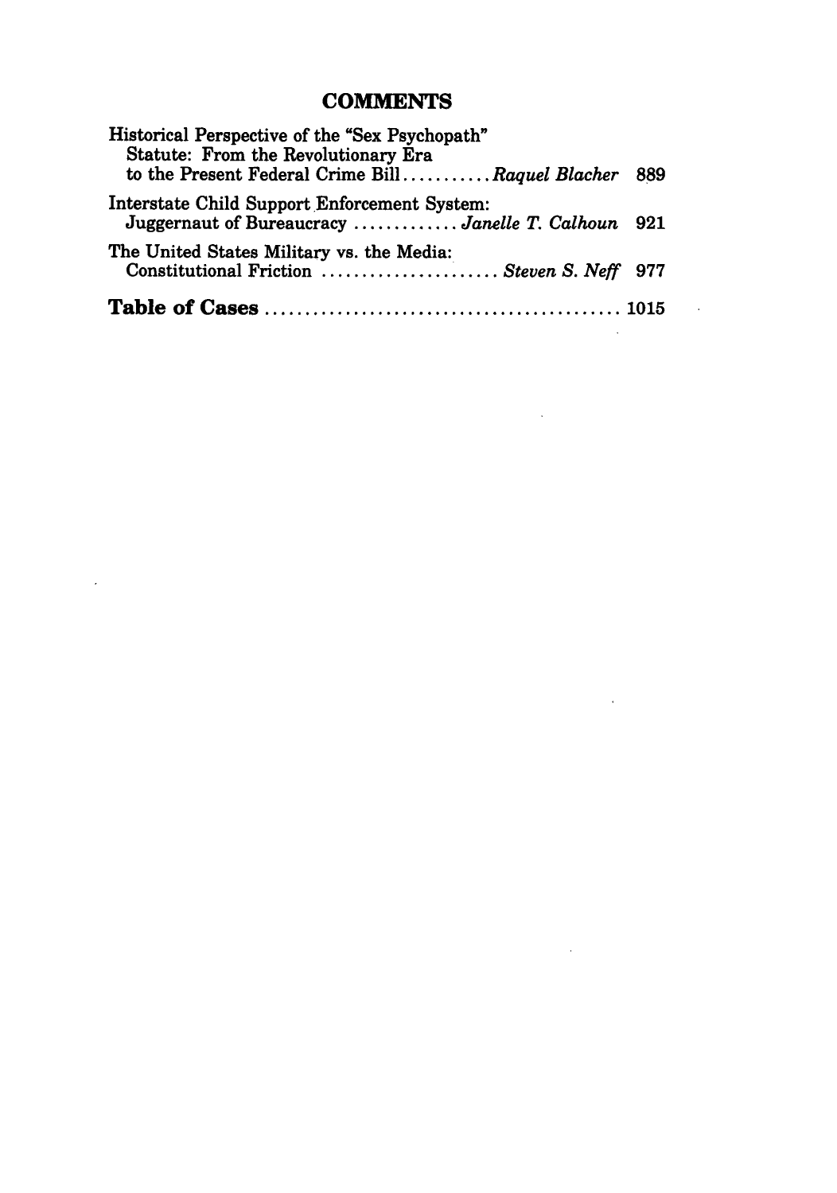## COMMENTS

Historical Perspective of the "Sex Psychopath" Statute: From the Revolutionary Era to the Present Federal Crime Bill ........... *Raquel Blacher* 889

Interstate Child Support Enforcement System: Juggernaut of Bureaucracy ............. *Janelle T. Calhoun* 921

The United States Military vs. the Media: Constitutional Friction ...................... *Steven S. Neff* 977

**Table of Cases** ........................................... 1015